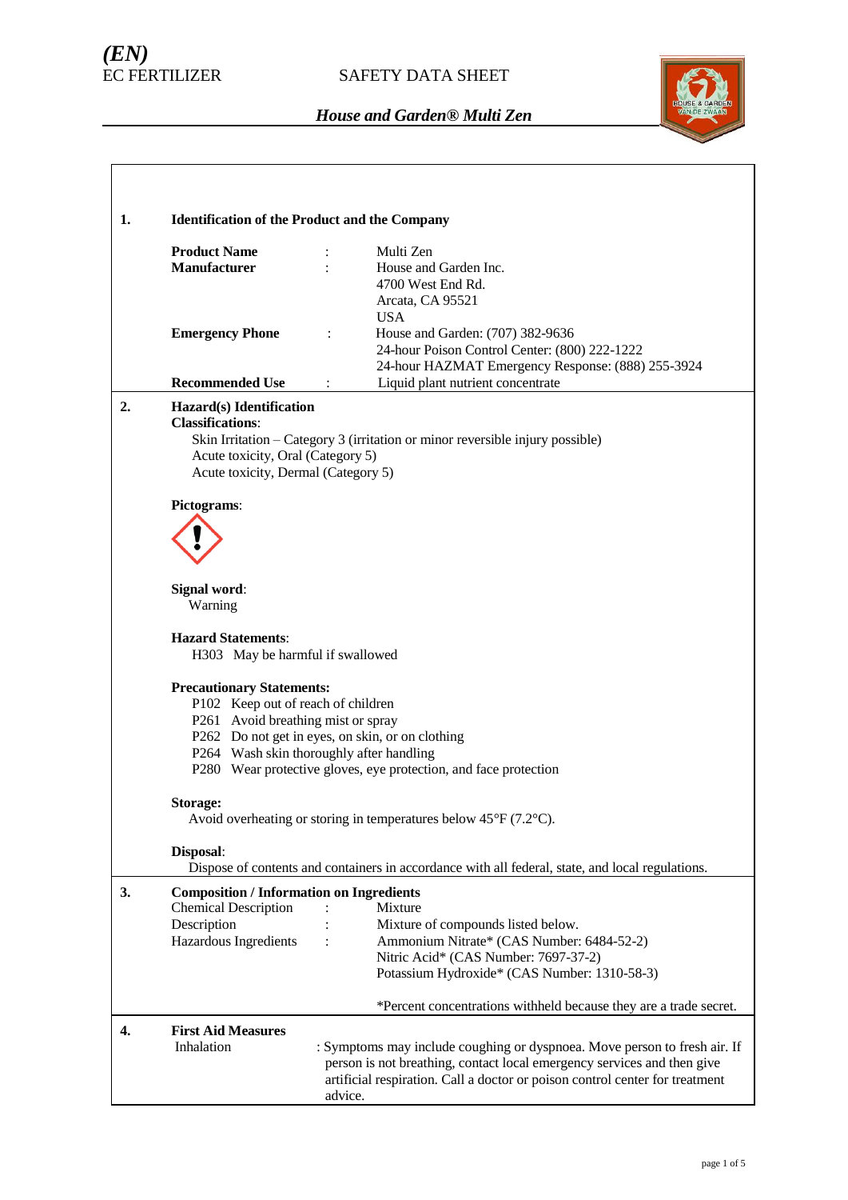*(EN)*
EC FERTILIZER

SAFETY DATA SHEET

***House and Garden® Multi Zen***

## 1. Identification of the Product and the Company

**Product Name** : Multi Zen

**Manufacturer** : House and Garden Inc.
4700 West End Rd.
Arcata, CA 95521
USA

**Emergency Phone** : House and Garden: (707) 382-9636
24-hour Poison Control Center: (800) 222-1222
24-hour HAZMAT Emergency Response: (888) 255-3924

**Recommended Use** : Liquid plant nutrient concentrate

## 2. Hazard(s) Identification

**Classifications**:

Skin Irritation – Category 3 (irritation or minor reversible injury possible)
Acute toxicity, Oral (Category 5)
Acute toxicity, Dermal (Category 5)

**Pictograms**:

**Signal word**:
Warning

**Hazard Statements**:
H303 May be harmful if swallowed

**Precautionary Statements:**
P102 Keep out of reach of children
P261 Avoid breathing mist or spray
P262 Do not get in eyes, on skin, or on clothing
P264 Wash skin thoroughly after handling
P280 Wear protective gloves, eye protection, and face protection

**Storage:**
Avoid overheating or storing in temperatures below 45°F (7.2°C).

**Disposal**:
Dispose of contents and containers in accordance with all federal, state, and local regulations.

## 3. Composition / Information on Ingredients

Chemical Description : Mixture

Description : Mixture of compounds listed below.

Hazardous Ingredients : Ammonium Nitrate* (CAS Number: 6484-52-2)
Nitric Acid* (CAS Number: 7697-37-2)
Potassium Hydroxide* (CAS Number: 1310-58-3)

*Percent concentrations withheld because they are a trade secret.

## 4. First Aid Measures

Inhalation : Symptoms may include coughing or dyspnoea. Move person to fresh air. If person is not breathing, contact local emergency services and then give artificial respiration. Call a doctor or poison control center for treatment advice.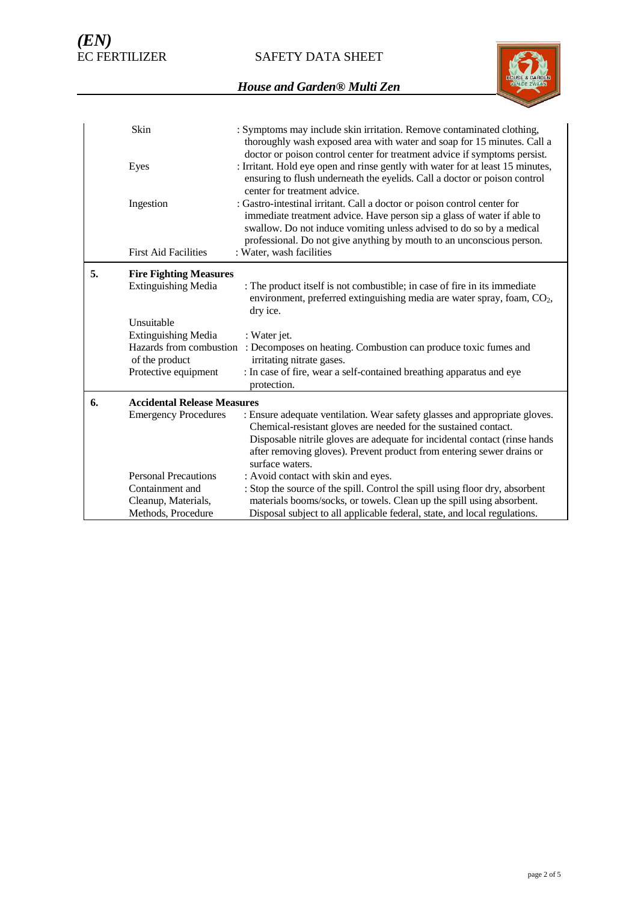| | | |
|---|---|---|
| | Skin | : Symptoms may include skin irritation. Remove contaminated clothing, thoroughly wash exposed area with water and soap for 15 minutes. Call a doctor or poison control center for treatment advice if symptoms persist. |
| | Eyes | : Irritant. Hold eye open and rinse gently with water for at least 15 minutes, ensuring to flush underneath the eyelids. Call a doctor or poison control center for treatment advice. |
| | Ingestion | : Gastro-intestinal irritant. Call a doctor or poison control center for immediate treatment advice. Have person sip a glass of water if able to swallow. Do not induce vomiting unless advised to do so by a medical professional. Do not give anything by mouth to an unconscious person. |
| | First Aid Facilities | : Water, wash facilities |
| **5.** | **Fire Fighting Measures** | |
| | Extinguishing Media | : The product itself is not combustible; in case of fire in its immediate environment, preferred extinguishing media are water spray, foam, $CO_2$, dry ice. |
| | Unsuitable Extinguishing Media | : Water jet. |
| | Hazards from combustion of the product | : Decomposes on heating. Combustion can produce toxic fumes and irritating nitrate gases. |
| | Protective equipment | : In case of fire, wear a self-contained breathing apparatus and eye protection. |
| **6.** | **Accidental Release Measures** | |
| | Emergency Procedures | : Ensure adequate ventilation. Wear safety glasses and appropriate gloves. Chemical-resistant gloves are needed for the sustained contact. Disposable nitrile gloves are adequate for incidental contact (rinse hands after removing gloves). Prevent product from entering sewer drains or surface waters. |
| | Personal Precautions | : Avoid contact with skin and eyes. |
| | Containment and Cleanup, Materials, Methods, Procedure | : Stop the source of the spill. Control the spill using floor dry, absorbent materials booms/socks, or towels. Clean up the spill using absorbent. Disposal subject to all applicable federal, state, and local regulations. |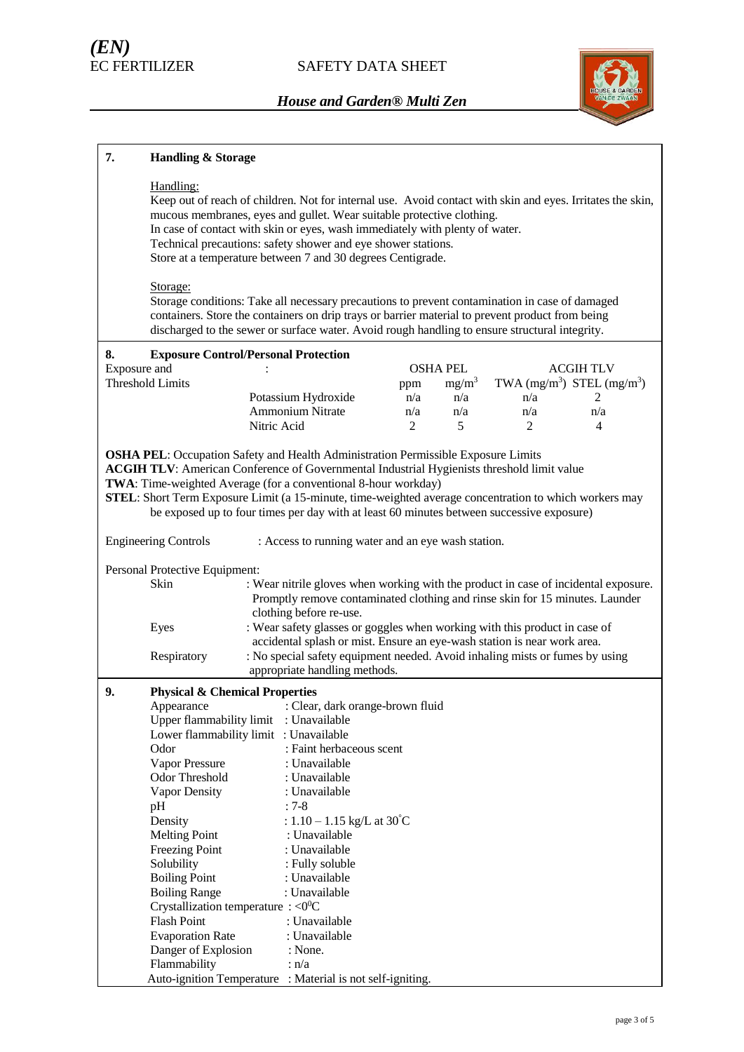## 7. Handling & Storage

Handling:

Keep out of reach of children. Not for internal use. Avoid contact with skin and eyes. Irritates the skin, mucous membranes, eyes and gullet. Wear suitable protective clothing.
In case of contact with skin or eyes, wash immediately with plenty of water.
Technical precautions: safety shower and eye shower stations.
Store at a temperature between 7 and 30 degrees Centigrade.

Storage:

Storage conditions: Take all necessary precautions to prevent contamination in case of damaged containers. Store the containers on drip trays or barrier material to prevent product from being discharged to the sewer or surface water. Avoid rough handling to ensure structural integrity.

## 8. Exposure Control/Personal Protection

Exposure and Threshold Limits :

| | OSHA PEL | | ACGIH TLV | |
|---|---|---|---|---|
| | ppm | $mg/m^3$ | TWA ($mg/m^3$) | STEL ($mg/m^3$) |
| Potassium Hydroxide | n/a | n/a | n/a | 2 |
| Ammonium Nitrate | n/a | n/a | n/a | n/a |
| Nitric Acid | 2 | 5 | 2 | 4 |

**OSHA PEL**: Occupation Safety and Health Administration Permissible Exposure Limits
**ACGIH TLV**: American Conference of Governmental Industrial Hygienists threshold limit value
**TWA**: Time-weighted Average (for a conventional 8-hour workday)
**STEL**: Short Term Exposure Limit (a 15-minute, time-weighted average concentration to which workers may be exposed up to four times per day with at least 60 minutes between successive exposure)

Engineering Controls : Access to running water and an eye wash station.

Personal Protective Equipment:

- Skin : Wear nitrile gloves when working with the product in case of incidental exposure. Promptly remove contaminated clothing and rinse skin for 15 minutes. Launder clothing before re-use.
- Eyes : Wear safety glasses or goggles when working with this product in case of accidental splash or mist. Ensure an eye-wash station is near work area.
- Respiratory : No special safety equipment needed. Avoid inhaling mists or fumes by using appropriate handling methods.

## 9. Physical & Chemical Properties

- Appearance : Clear, dark orange-brown fluid
- Upper flammability limit : Unavailable
- Lower flammability limit : Unavailable
- Odor : Faint herbaceous scent
- Vapor Pressure : Unavailable
- Odor Threshold : Unavailable
- Vapor Density : Unavailable
- pH : 7-8
- Density : 1.10 – 1.15 kg/L at 30°C
- Melting Point : Unavailable
- Freezing Point : Unavailable
- Solubility : Fully soluble
- Boiling Point : Unavailable
- Boiling Range : Unavailable
- Crystallization temperature : <0°C
- Flash Point : Unavailable
- Evaporation Rate : Unavailable
- Danger of Explosion : None.
- Flammability : n/a
- Auto-ignition Temperature : Material is not self-igniting.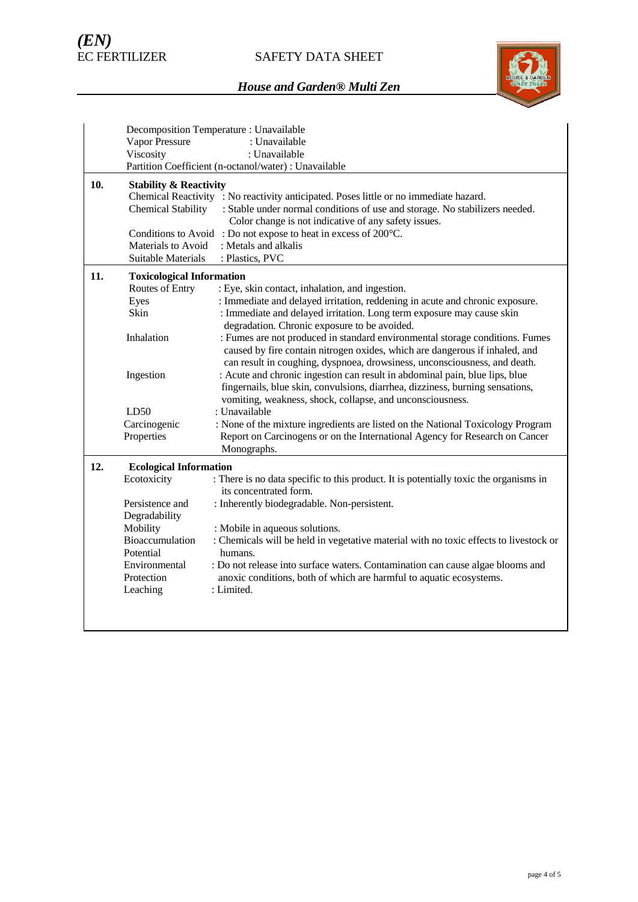Decomposition Temperature : Unavailable
Vapor Pressure : Unavailable
Viscosity : Unavailable
Partition Coefficient (n-octanol/water) : Unavailable

## 10. Stability & Reactivity

| | |
|---|---|
| Chemical Reactivity | : No reactivity anticipated. Poses little or no immediate hazard. |
| Chemical Stability | : Stable under normal conditions of use and storage. No stabilizers needed. Color change is not indicative of any safety issues. |
| Conditions to Avoid | : Do not expose to heat in excess of 200°C. |
| Materials to Avoid | : Metals and alkalis |
| Suitable Materials | : Plastics, PVC |

## 11. Toxicological Information

| | |
|---|---|
| Routes of Entry | : Eye, skin contact, inhalation, and ingestion. |
| Eyes | : Immediate and delayed irritation, reddening in acute and chronic exposure. |
| Skin | : Immediate and delayed irritation. Long term exposure may cause skin degradation. Chronic exposure to be avoided. |
| Inhalation | : Fumes are not produced in standard environmental storage conditions. Fumes caused by fire contain nitrogen oxides, which are dangerous if inhaled, and can result in coughing, dyspnoea, drowsiness, unconsciousness, and death. |
| Ingestion | : Acute and chronic ingestion can result in abdominal pain, blue lips, blue fingernails, blue skin, convulsions, diarrhea, dizziness, burning sensations, vomiting, weakness, shock, collapse, and unconsciousness. |
| LD50 | : Unavailable |
| Carcinogenic Properties | : None of the mixture ingredients are listed on the National Toxicology Program Report on Carcinogens or on the International Agency for Research on Cancer Monographs. |

## 12. Ecological Information

| | |
|---|---|
| Ecotoxicity | : There is no data specific to this product. It is potentially toxic the organisms in its concentrated form. |
| Persistence and Degradability | : Inherently biodegradable. Non-persistent. |
| Mobility | : Mobile in aqueous solutions. |
| Bioaccumulation Potential | : Chemicals will be held in vegetative material with no toxic effects to livestock or humans. |
| Environmental Protection | : Do not release into surface waters. Contamination can cause algae blooms and anoxic conditions, both of which are harmful to aquatic ecosystems. |
| Leaching | : Limited. |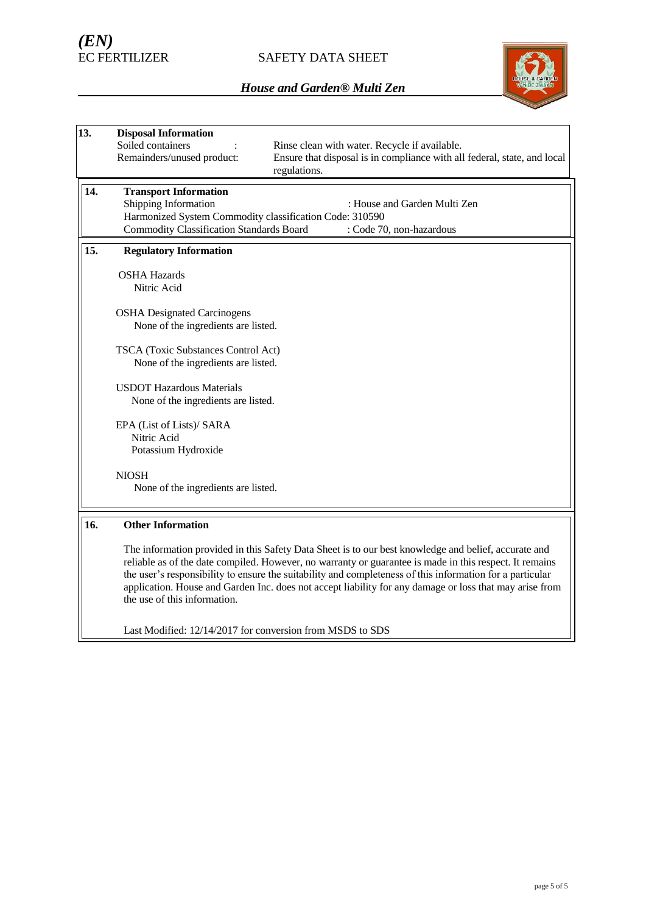## 13. Disposal Information

Soiled containers : Rinse clean with water. Recycle if available.

Remainders/unused product: Ensure that disposal is in compliance with all federal, state, and local regulations.

## 14. Transport Information

Shipping Information : House and Garden Multi Zen

Harmonized System Commodity classification Code: 310590

Commodity Classification Standards Board : Code 70, non-hazardous

## 15. Regulatory Information

OSHA Hazards
Nitric Acid

OSHA Designated Carcinogens
None of the ingredients are listed.

TSCA (Toxic Substances Control Act)
None of the ingredients are listed.

USDOT Hazardous Materials
None of the ingredients are listed.

EPA (List of Lists)/ SARA
Nitric Acid
Potassium Hydroxide

NIOSH
None of the ingredients are listed.

## 16. Other Information

The information provided in this Safety Data Sheet is to our best knowledge and belief, accurate and reliable as of the date compiled. However, no warranty or guarantee is made in this respect. It remains the user's responsibility to ensure the suitability and completeness of this information for a particular application. House and Garden Inc. does not accept liability for any damage or loss that may arise from the use of this information.

Last Modified: 12/14/2017 for conversion from MSDS to SDS